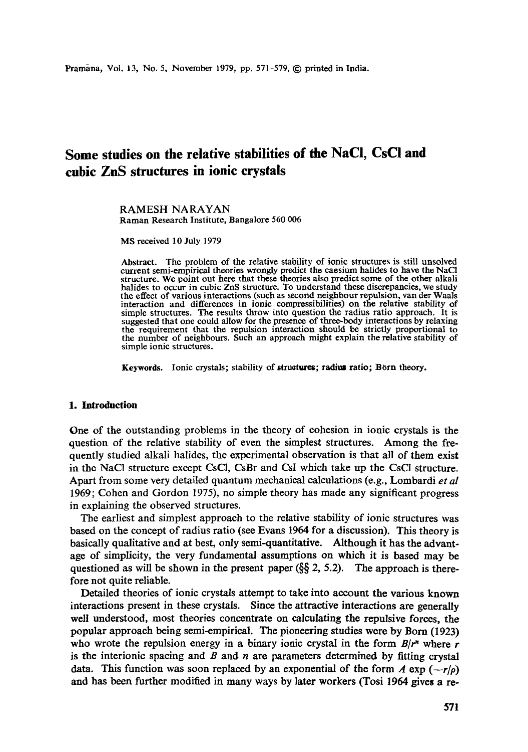# Some studies on the relative stabilities of the NaCl, CsCl and cubic ZnS structures in ionic crystals

RAMESH NARAYAN
Raman Research Institute, Bangalore 560 006

MS received 10 July 1979

**Abstract.** The problem of the relative stability of ionic structures is still unsolved current semi-empirical theories wrongly predict the caesium halides to have the NaCl structure. We point out here that these theories also predict some of the other alkali halides to occur in cubic ZnS structure. To understand these discrepancies, we study the effect of various interactions (such as second neighbour repulsion, van der Waals interaction and differences in ionic compressibilities) on the relative stability of simple structures. The results throw into question the radius ratio approach. It is suggested that one could allow for the presence of three-body interactions by relaxing the requirement that the repulsion interaction should be strictly proportional to the number of neighbours. Such an approach might explain the relative stability of simple ionic structures.

**Keywords.** Ionic crystals; stability of structures; radius ratio; Börn theory.

## 1. Introduction

One of the outstanding problems in the theory of cohesion in ionic crystals is the question of the relative stability of even the simplest structures. Among the frequently studied alkali halides, the experimental observation is that all of them exist in the NaCl structure except CsCl, CsBr and CsI which take up the CsCl structure. Apart from some very detailed quantum mechanical calculations (e.g., Lombardi *et al* 1969; Cohen and Gordon 1975), no simple theory has made any significant progress in explaining the observed structures.

The earliest and simplest approach to the relative stability of ionic structures was based on the concept of radius ratio (see Evans 1964 for a discussion). This theory is basically qualitative and at best, only semi-quantitative. Although it has the advantage of simplicity, the very fundamental assumptions on which it is based may be questioned as will be shown in the present paper (§§ 2, 5.2). The approach is therefore not quite reliable.

Detailed theories of ionic crystals attempt to take into account the various known interactions present in these crystals. Since the attractive interactions are generally well understood, most theories concentrate on calculating the repulsive forces, the popular approach being semi-empirical. The pioneering studies were by Born (1923) who wrote the repulsion energy in a binary ionic crystal in the form $B/r^n$ where $r$ is the interionic spacing and $B$ and $n$ are parameters determined by fitting crystal data. This function was soon replaced by an exponential of the form $A \exp(-r/\rho)$ and has been further modified in many ways by later workers (Tosi 1964 gives a re-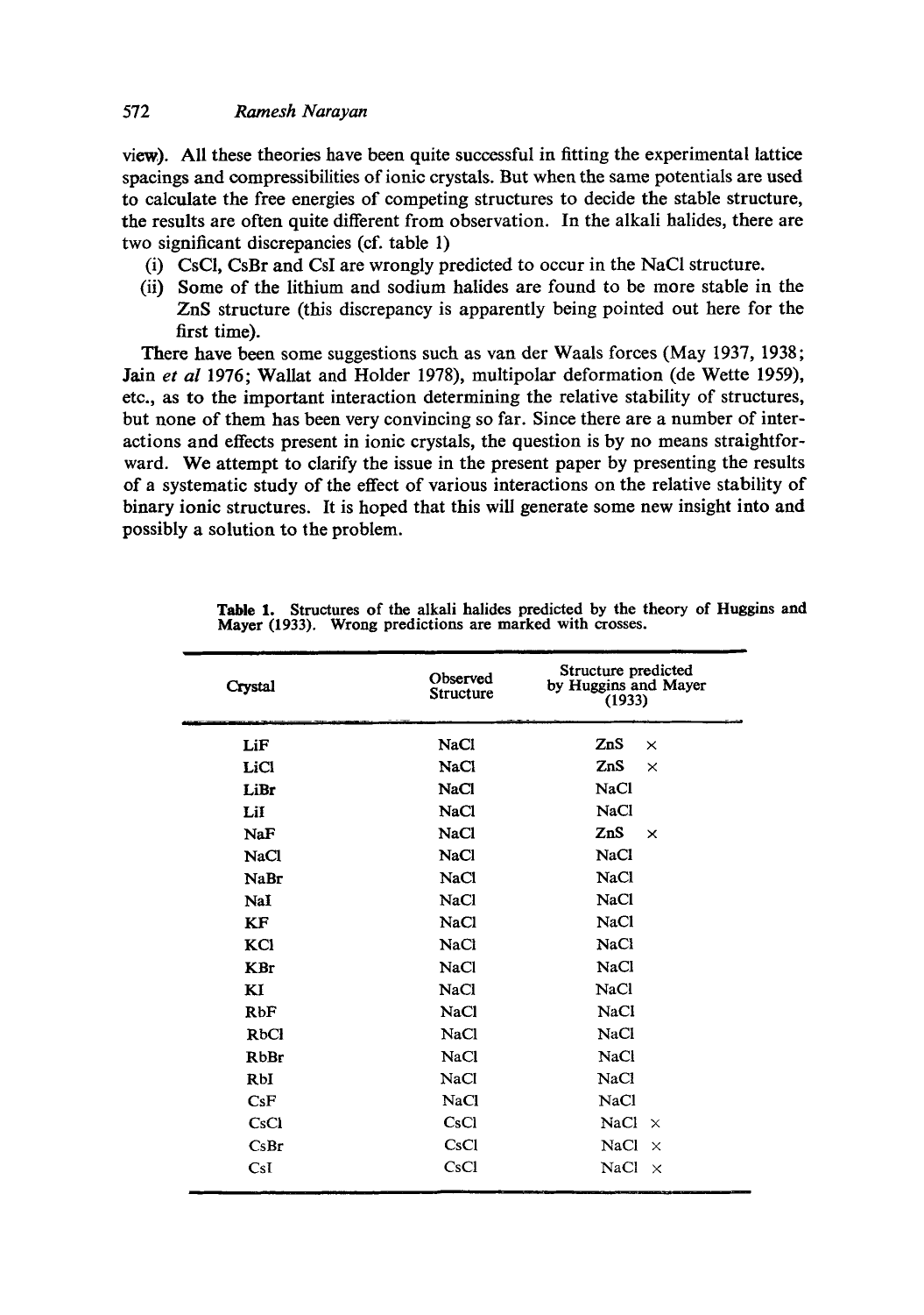view). All these theories have been quite successful in fitting the experimental lattice spacings and compressibilities of ionic crystals. But when the same potentials are used to calculate the free energies of competing structures to decide the stable structure, the results are often quite different from observation. In the alkali halides, there are two significant discrepancies (cf. table 1)

(i) CsCl, CsBr and CsI are wrongly predicted to occur in the NaCl structure.
(ii) Some of the lithium and sodium halides are found to be more stable in the ZnS structure (this discrepancy is apparently being pointed out here for the first time).

There have been some suggestions such as van der Waals forces (May 1937, 1938; Jain *et al* 1976; Wallat and Holder 1978), multipolar deformation (de Wette 1959), etc., as to the important interaction determining the relative stability of structures, but none of them has been very convincing so far. Since there are a number of interactions and effects present in ionic crystals, the question is by no means straightforward. We attempt to clarify the issue in the present paper by presenting the results of a systematic study of the effect of various interactions on the relative stability of binary ionic structures. It is hoped that this will generate some new insight into and possibly a solution to the problem.

**Table 1.** Structures of the alkali halides predicted by the theory of Huggins and Mayer (1933). Wrong predictions are marked with crosses.

| Crystal | Observed Structure | Structure predicted by Huggins and Mayer (1933) |
|---|---|---|
| LiF | NaCl | ZnS × |
| LiCl | NaCl | ZnS × |
| LiBr | NaCl | NaCl |
| LiI | NaCl | NaCl |
| NaF | NaCl | ZnS × |
| NaCl | NaCl | NaCl |
| NaBr | NaCl | NaCl |
| NaI | NaCl | NaCl |
| KF | NaCl | NaCl |
| KCl | NaCl | NaCl |
| KBr | NaCl | NaCl |
| KI | NaCl | NaCl |
| RbF | NaCl | NaCl |
| RbCl | NaCl | NaCl |
| RbBr | NaCl | NaCl |
| RbI | NaCl | NaCl |
| CsF | NaCl | NaCl |
| CsCl | CsCl | NaCl × |
| CsBr | CsCl | NaCl × |
| CsI | CsCl | NaCl × |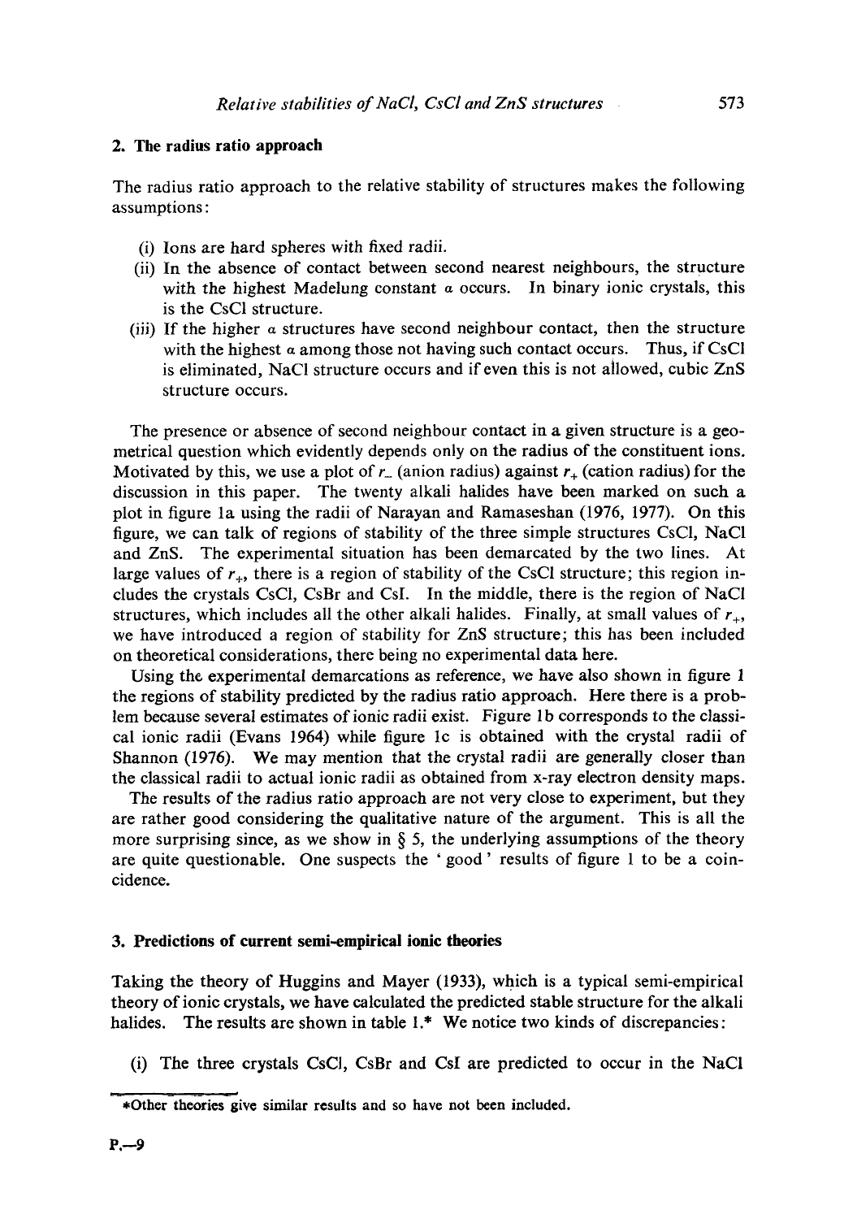## 2. The radius ratio approach

The radius ratio approach to the relative stability of structures makes the following assumptions:

- (i) Ions are hard spheres with fixed radii.
- (ii) In the absence of contact between second nearest neighbours, the structure with the highest Madelung constant $\alpha$ occurs. In binary ionic crystals, this is the CsCl structure.
- (iii) If the higher $\alpha$ structures have second neighbour contact, then the structure with the highest $\alpha$ among those not having such contact occurs. Thus, if CsCl is eliminated, NaCl structure occurs and if even this is not allowed, cubic ZnS structure occurs.

The presence or absence of second neighbour contact in a given structure is a geometrical question which evidently depends only on the radius of the constituent ions. Motivated by this, we use a plot of $r_-$ (anion radius) against $r_+$ (cation radius) for the discussion in this paper. The twenty alkali halides have been marked on such a plot in figure 1a using the radii of Narayan and Ramaseshan (1976, 1977). On this figure, we can talk of regions of stability of the three simple structures CsCl, NaCl and ZnS. The experimental situation has been demarcated by the two lines. At large values of $r_+$, there is a region of stability of the CsCl structure; this region includes the crystals CsCl, CsBr and CsI. In the middle, there is the region of NaCl structures, which includes all the other alkali halides. Finally, at small values of $r_+$, we have introduced a region of stability for ZnS structure; this has been included on theoretical considerations, there being no experimental data here.

Using the experimental demarcations as reference, we have also shown in figure 1 the regions of stability predicted by the radius ratio approach. Here there is a problem because several estimates of ionic radii exist. Figure 1b corresponds to the classical ionic radii (Evans 1964) while figure 1c is obtained with the crystal radii of Shannon (1976). We may mention that the crystal radii are generally closer than the classical radii to actual ionic radii as obtained from x-ray electron density maps.

The results of the radius ratio approach are not very close to experiment, but they are rather good considering the qualitative nature of the argument. This is all the more surprising since, as we show in § 5, the underlying assumptions of the theory are quite questionable. One suspects the 'good' results of figure 1 to be a coincidence.

## 3. Predictions of current semi-empirical ionic theories

Taking the theory of Huggins and Mayer (1933), which is a typical semi-empirical theory of ionic crystals, we have calculated the predicted stable structure for the alkali halides. The results are shown in table 1.* We notice two kinds of discrepancies:

(i) The three crystals CsCl, CsBr and CsI are predicted to occur in the NaCl

*Other theories give similar results and so have not been included.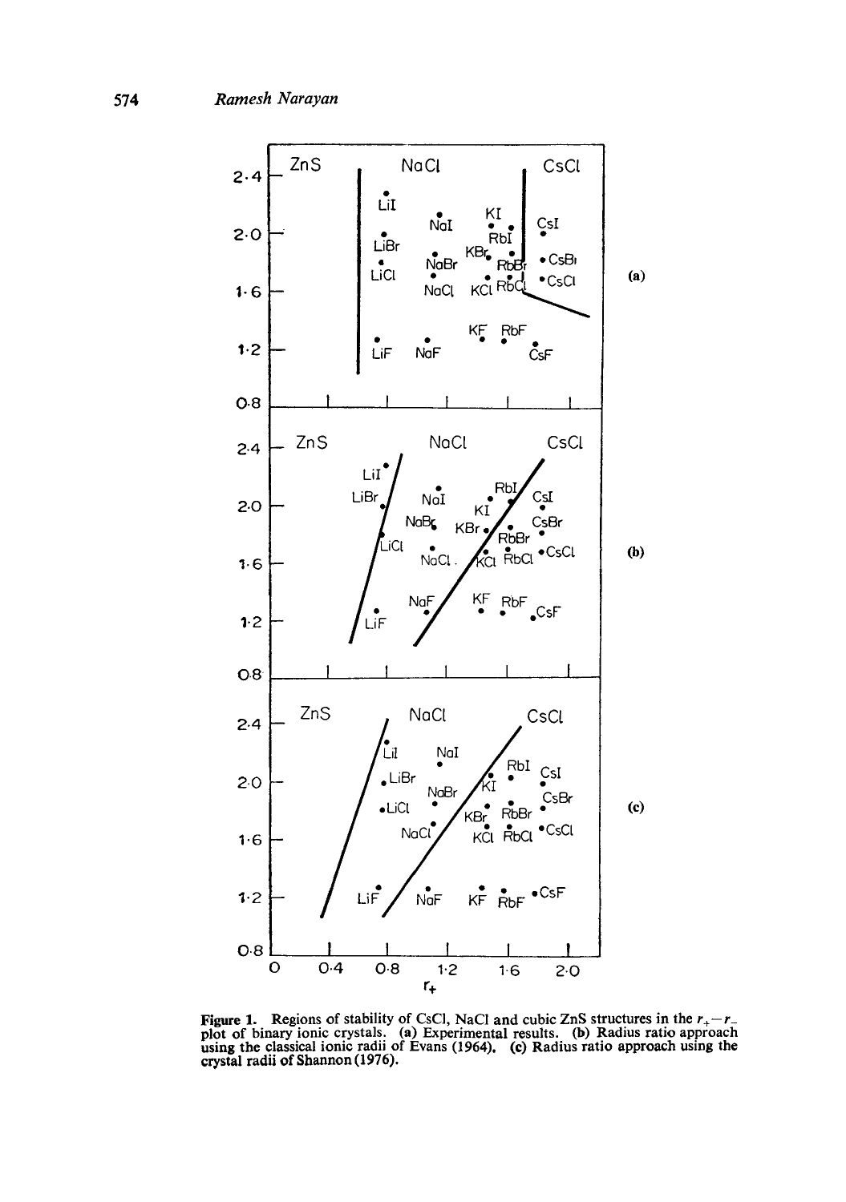Figure 1. Regions of stability of CsCl, NaCl and cubic ZnS structures in the $r_+ - r_-$ plot of binary ionic crystals. (a) Experimental results. (b) Radius ratio approach using the classical ionic radii of Evans (1964). (c) Radius ratio approach using the crystal radii of Shannon (1976).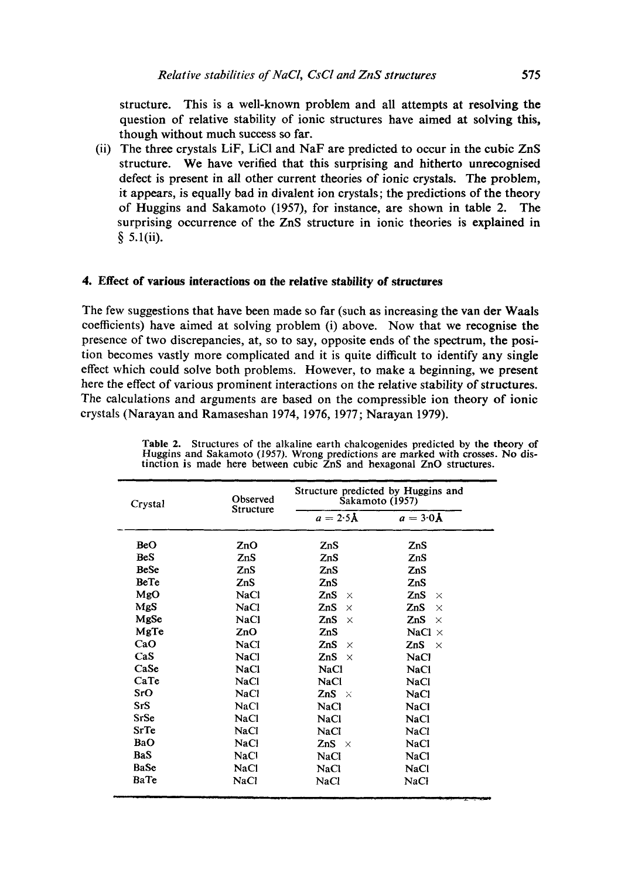structure. This is a well-known problem and all attempts at resolving the question of relative stability of ionic structures have aimed at solving this, though without much success so far.

(ii) The three crystals LiF, LiCl and NaF are predicted to occur in the cubic ZnS structure. We have verified that this surprising and hitherto unrecognised defect is present in all other current theories of ionic crystals. The problem, it appears, is equally bad in divalent ion crystals; the predictions of the theory of Huggins and Sakamoto (1957), for instance, are shown in table 2. The surprising occurrence of the ZnS structure in ionic theories is explained in § 5.1(ii).

## 4. Effect of various interactions on the relative stability of structures

The few suggestions that have been made so far (such as increasing the van der Waals coefficients) have aimed at solving problem (i) above. Now that we recognise the presence of two discrepancies, at, so to say, opposite ends of the spectrum, the position becomes vastly more complicated and it is quite difficult to identify any single effect which could solve both problems. However, to make a beginning, we present here the effect of various prominent interactions on the relative stability of structures. The calculations and arguments are based on the compressible ion theory of ionic crystals (Narayan and Ramaseshan 1974, 1976, 1977; Narayan 1979).

**Table 2.** Structures of the alkaline earth chalcogenides predicted by the theory of Huggins and Sakamoto (1957). Wrong predictions are marked with crosses. No distinction is made here between cubic ZnS and hexagonal ZnO structures.

| Crystal | Observed Structure | Structure predicted by Huggins and Sakamoto (1957) | |
|---|---|---|---|
| | | $a = 2{\cdot}5$Å | $a = 3{\cdot}0$Å |
| BeO | ZnO | ZnS | ZnS |
| BeS | ZnS | ZnS | ZnS |
| BeSe | ZnS | ZnS | ZnS |
| BeTe | ZnS | ZnS | ZnS |
| MgO | NaCl | ZnS × | ZnS × |
| MgS | NaCl | ZnS × | ZnS × |
| MgSe | NaCl | ZnS × | ZnS × |
| MgTe | ZnO | ZnS | NaCl × |
| CaO | NaCl | ZnS × | ZnS × |
| CaS | NaCl | ZnS × | NaCl |
| CaSe | NaCl | NaCl | NaCl |
| CaTe | NaCl | NaCl | NaCl |
| SrO | NaCl | ZnS × | NaCl |
| SrS | NaCl | NaCl | NaCl |
| SrSe | NaCl | NaCl | NaCl |
| SrTe | NaCl | NaCl | NaCl |
| BaO | NaCl | ZnS × | NaCl |
| BaS | NaCl | NaCl | NaCl |
| BaSe | NaCl | NaCl | NaCl |
| BaTe | NaCl | NaCl | NaCl |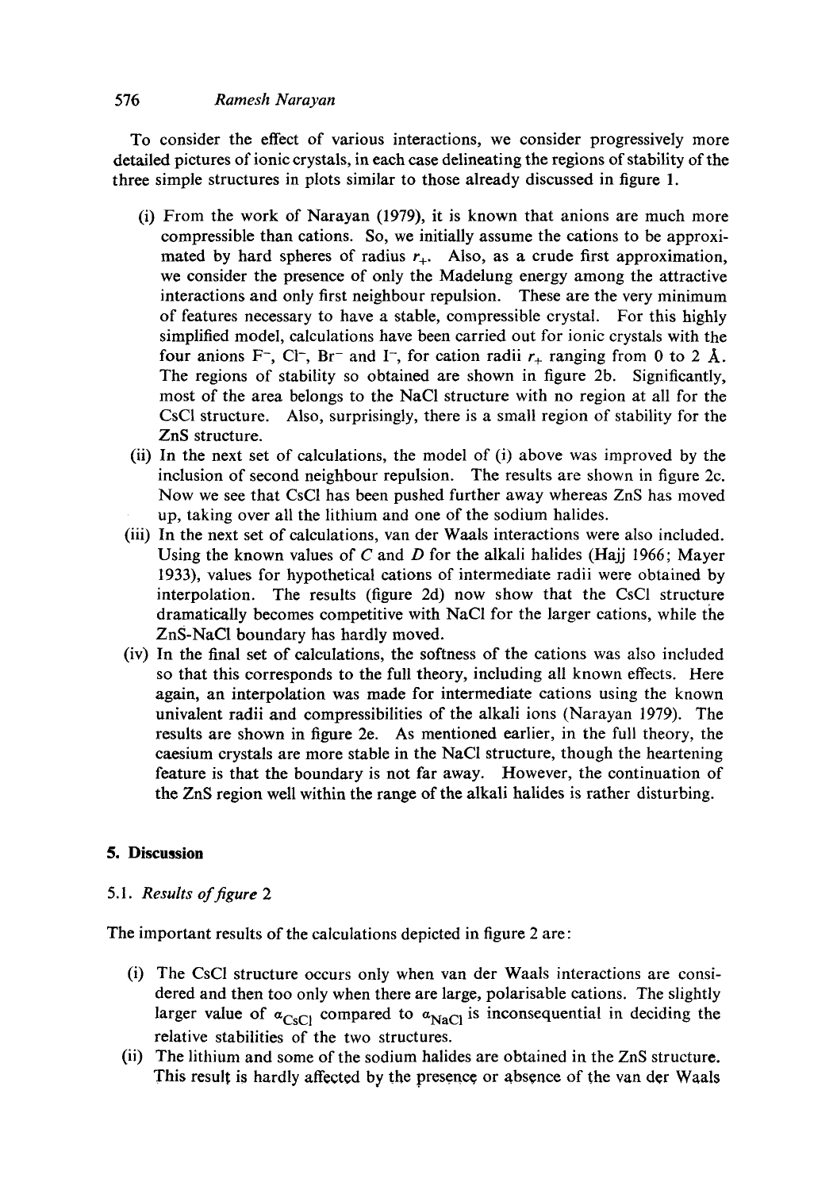To consider the effect of various interactions, we consider progressively more detailed pictures of ionic crystals, in each case delineating the regions of stability of the three simple structures in plots similar to those already discussed in figure 1.

(i) From the work of Narayan (1979), it is known that anions are much more compressible than cations. So, we initially assume the cations to be approximated by hard spheres of radius $r_+$. Also, as a crude first approximation, we consider the presence of only the Madelung energy among the attractive interactions and only first neighbour repulsion. These are the very minimum of features necessary to have a stable, compressible crystal. For this highly simplified model, calculations have been carried out for ionic crystals with the four anions $F^-$, $Cl^-$, $Br^-$ and $I^-$, for cation radii $r_+$ ranging from 0 to 2 Å. The regions of stability so obtained are shown in figure 2b. Significantly, most of the area belongs to the NaCl structure with no region at all for the CsCl structure. Also, surprisingly, there is a small region of stability for the ZnS structure.

(ii) In the next set of calculations, the model of (i) above was improved by the inclusion of second neighbour repulsion. The results are shown in figure 2c. Now we see that CsCl has been pushed further away whereas ZnS has moved up, taking over all the lithium and one of the sodium halides.

(iii) In the next set of calculations, van der Waals interactions were also included. Using the known values of $C$ and $D$ for the alkali halides (Hajj 1966; Mayer 1933), values for hypothetical cations of intermediate radii were obtained by interpolation. The results (figure 2d) now show that the CsCl structure dramatically becomes competitive with NaCl for the larger cations, while the ZnS-NaCl boundary has hardly moved.

(iv) In the final set of calculations, the softness of the cations was also included so that this corresponds to the full theory, including all known effects. Here again, an interpolation was made for intermediate cations using the known univalent radii and compressibilities of the alkali ions (Narayan 1979). The results are shown in figure 2e. As mentioned earlier, in the full theory, the caesium crystals are more stable in the NaCl structure, though the heartening feature is that the boundary is not far away. However, the continuation of the ZnS region well within the range of the alkali halides is rather disturbing.

## 5. Discussion

### 5.1. *Results of figure 2*

The important results of the calculations depicted in figure 2 are:

(i) The CsCl structure occurs only when van der Waals interactions are considered and then too only when there are large, polarisable cations. The slightly larger value of $\alpha_{CsCl}$ compared to $\alpha_{NaCl}$ is inconsequential in deciding the relative stabilities of the two structures.

(ii) The lithium and some of the sodium halides are obtained in the ZnS structure. This result is hardly affected by the presence or absence of the van der Waals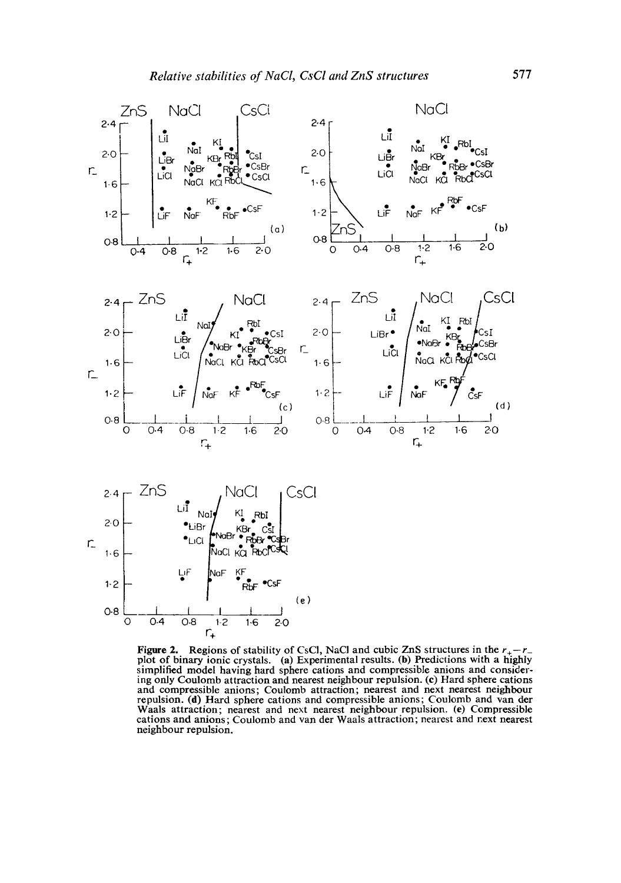**Figure 2.** Regions of stability of CsCl, NaCl and cubic ZnS structures in the $r_+ - r_-$ plot of binary ionic crystals. (a) Experimental results. (b) Predictions with a highly simplified model having hard sphere cations and compressible anions and considering only Coulomb attraction and nearest neighbour repulsion. (c) Hard sphere cations and compressible anions; Coulomb attraction; nearest and next nearest neighbour repulsion. (d) Hard sphere cations and compressible anions; Coulomb and van der Waals attraction; nearest and next nearest neighbour repulsion. (e) Compressible cations and anions; Coulomb and van der Waals attraction; nearest and next nearest neighbour repulsion.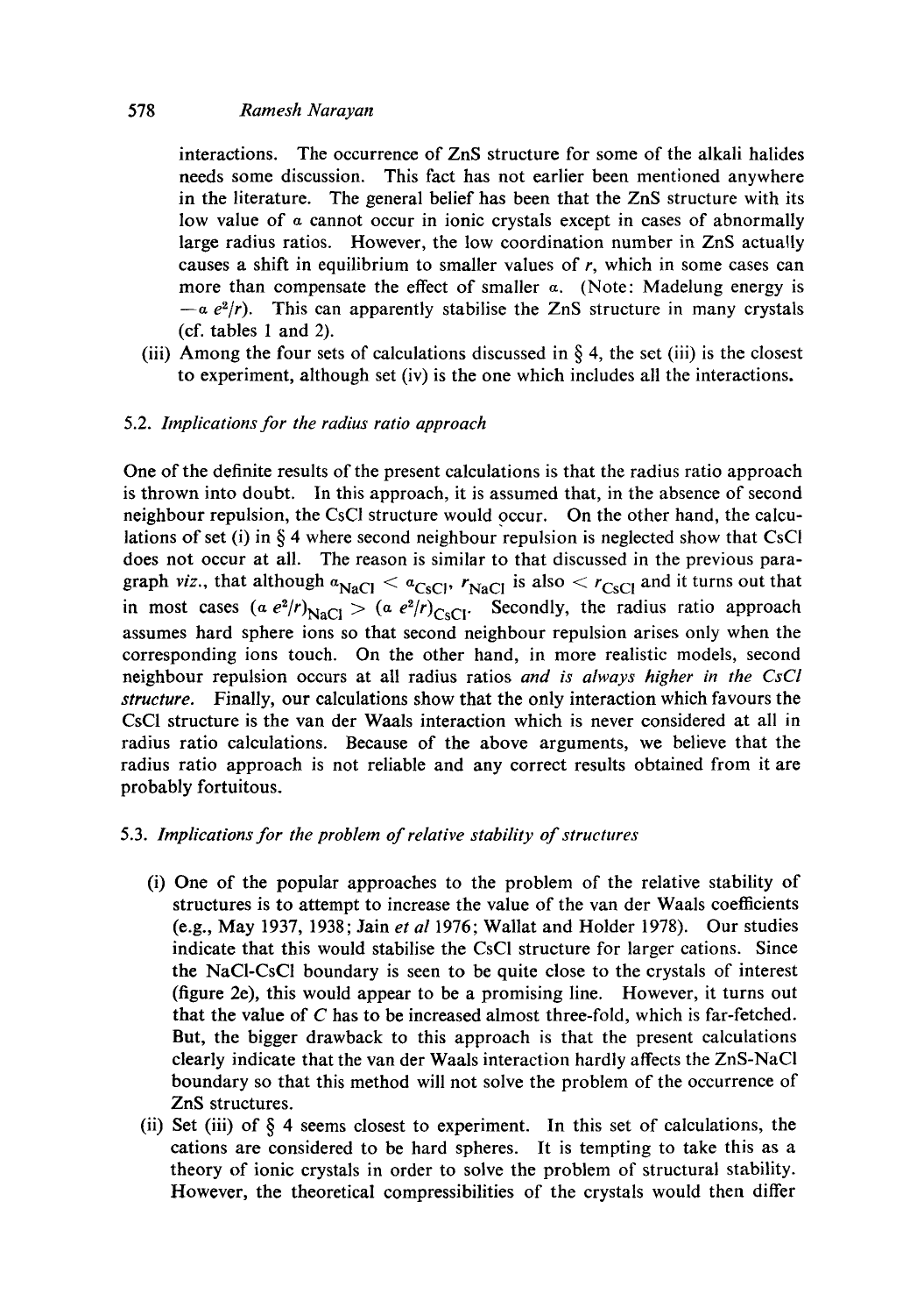interactions. The occurrence of ZnS structure for some of the alkali halides needs some discussion. This fact has not earlier been mentioned anywhere in the literature. The general belief has been that the ZnS structure with its low value of $\alpha$ cannot occur in ionic crystals except in cases of abnormally large radius ratios. However, the low coordination number in ZnS actually causes a shift in equilibrium to smaller values of $r$, which in some cases can more than compensate the effect of smaller $\alpha$. (Note: Madelung energy is $-\alpha e^2/r$). This can apparently stabilise the ZnS structure in many crystals (cf. tables 1 and 2).

(iii) Among the four sets of calculations discussed in § 4, the set (iii) is the closest to experiment, although set (iv) is the one which includes all the interactions.

### 5.2. *Implications for the radius ratio approach*

One of the definite results of the present calculations is that the radius ratio approach is thrown into doubt. In this approach, it is assumed that, in the absence of second neighbour repulsion, the CsCl structure would occur. On the other hand, the calculations of set (i) in § 4 where second neighbour repulsion is neglected show that CsCl does not occur at all. The reason is similar to that discussed in the previous paragraph *viz.*, that although $\alpha_{NaCl} < \alpha_{CsCl}$, $r_{NaCl}$ is also $< r_{CsCl}$ and it turns out that in most cases $(\alpha e^2/r)_{NaCl} > (\alpha e^2/r)_{CsCl}$. Secondly, the radius ratio approach assumes hard sphere ions so that second neighbour repulsion arises only when the corresponding ions touch. On the other hand, in more realistic models, second neighbour repulsion occurs at all radius ratios *and is always higher in the CsCl structure.* Finally, our calculations show that the only interaction which favours the CsCl structure is the van der Waals interaction which is never considered at all in radius ratio calculations. Because of the above arguments, we believe that the radius ratio approach is not reliable and any correct results obtained from it are probably fortuitous.

### 5.3. *Implications for the problem of relative stability of structures*

(i) One of the popular approaches to the problem of the relative stability of structures is to attempt to increase the value of the van der Waals coefficients (e.g., May 1937, 1938; Jain *et al* 1976; Wallat and Holder 1978). Our studies indicate that this would stabilise the CsCl structure for larger cations. Since the NaCl-CsCl boundary is seen to be quite close to the crystals of interest (figure 2e), this would appear to be a promising line. However, it turns out that the value of $C$ has to be increased almost three-fold, which is far-fetched. But, the bigger drawback to this approach is that the present calculations clearly indicate that the van der Waals interaction hardly affects the ZnS-NaCl boundary so that this method will not solve the problem of the occurrence of ZnS structures.

(ii) Set (iii) of § 4 seems closest to experiment. In this set of calculations, the cations are considered to be hard spheres. It is tempting to take this as a theory of ionic crystals in order to solve the problem of structural stability. However, the theoretical compressibilities of the crystals would then differ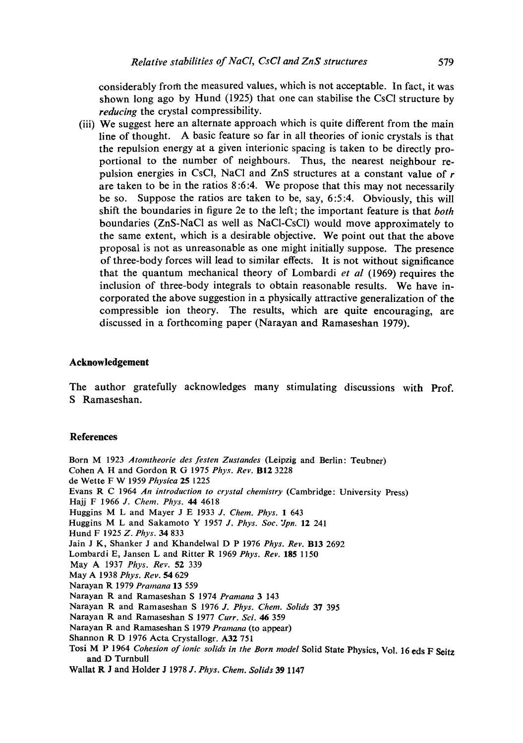considerably from the measured values, which is not acceptable. In fact, it was shown long ago by Hund (1925) that one can stabilise the CsCl structure by *reducing* the crystal compressibility.

(iii) We suggest here an alternate approach which is quite different from the main line of thought. A basic feature so far in all theories of ionic crystals is that the repulsion energy at a given interionic spacing is taken to be directly proportional to the number of neighbours. Thus, the nearest neighbour repulsion energies in CsCl, NaCl and ZnS structures at a constant value of $r$ are taken to be in the ratios 8:6:4. We propose that this may not necessarily be so. Suppose the ratios are taken to be, say, 6:5:4. Obviously, this will shift the boundaries in figure 2e to the left; the important feature is that *both* boundaries (ZnS-NaCl as well as NaCl-CsCl) would move approximately to the same extent, which is a desirable objective. We point out that the above proposal is not as unreasonable as one might initially suppose. The presence of three-body forces will lead to similar effects. It is not without significance that the quantum mechanical theory of Lombardi *et al* (1969) requires the inclusion of three-body integrals to obtain reasonable results. We have incorporated the above suggestion in a physically attractive generalization of the compressible ion theory. The results, which are quite encouraging, are discussed in a forthcoming paper (Narayan and Ramaseshan 1979).

## Acknowledgement

The author gratefully acknowledges many stimulating discussions with Prof. S Ramaseshan.

## References

Born M 1923 *Atomtheorie des festen Zustandes* (Leipzig and Berlin: Teubner)

Cohen A H and Gordon R G 1975 *Phys. Rev.* **B12** 3228

de Wette F W 1959 *Physica* **25** 1225

Evans R C 1964 *An introduction to crystal chemistry* (Cambridge: University Press)

Hajj F 1966 *J. Chem. Phys.* **44** 4618

Huggins M L and Mayer J E 1933 *J. Chem. Phys.* **1** 643

Huggins M L and Sakamoto Y 1957 *J. Phys. Soc. Jpn.* **12** 241

Hund F 1925 *Z. Phys.* **34** 833

Jain J K, Shanker J and Khandelwal D P 1976 *Phys. Rev.* **B13** 2692

Lombardi E, Jansen L and Ritter R 1969 *Phys. Rev.* **185** 1150

May A 1937 *Phys. Rev.* **52** 339

May A 1938 *Phys. Rev.* **54** 629

Narayan R 1979 *Pramana* **13** 559

Narayan R and Ramaseshan S 1974 *Pramana* **3** 143

Narayan R and Ramaseshan S 1976 *J. Phys. Chem. Solids* **37** 395

Narayan R and Ramaseshan S 1977 *Curr. Sci.* **46** 359

Narayan R and Ramaseshan S 1979 *Pramana* (to appear)

Shannon R D 1976 Acta Crystallogr. **A32** 751

Tosi M P 1964 *Cohesion of ionic solids in the Born model* Solid State Physics, Vol. 16 eds F Seitz and D Turnbull

Wallat R J and Holder J 1978 *J. Phys. Chem. Solids* **39** 1147